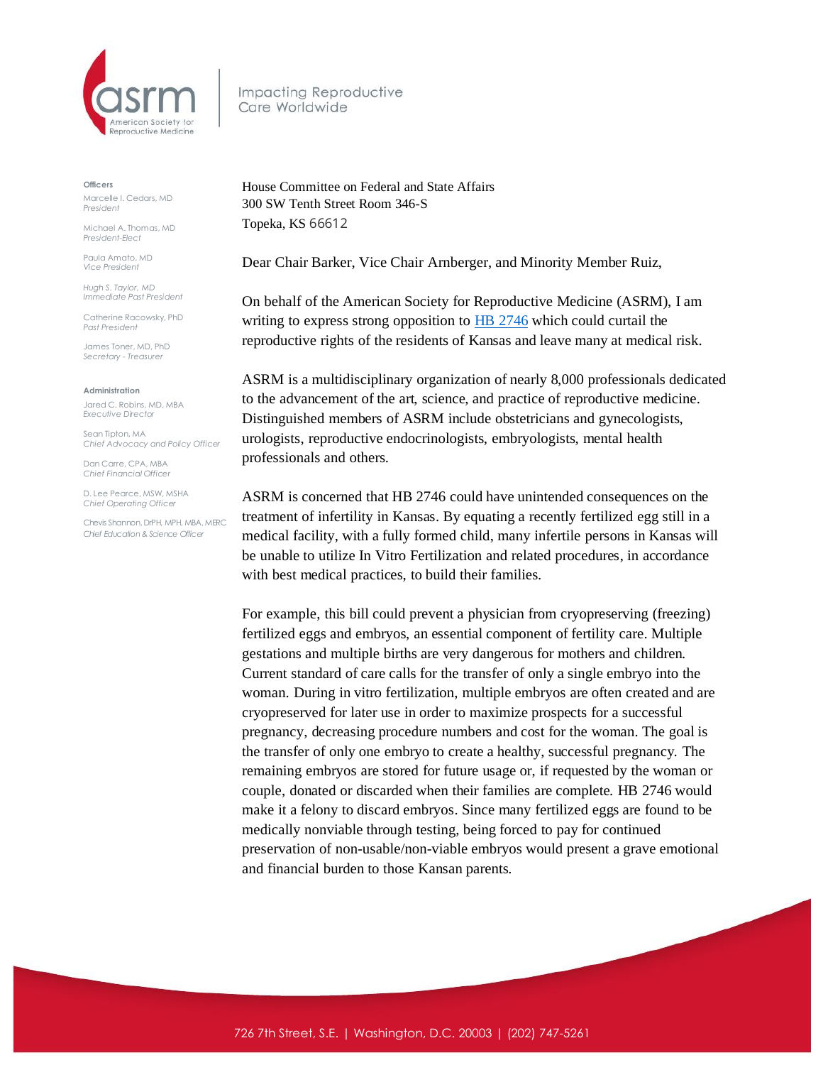American Society for Reproductive Medicine

Impacting Reproductive Care Worldwide

**Officers**

Marcelle I. Cedars, MD
*President*

Michael A. Thomas, MD
*President-Elect*

Paula Amato, MD
*Vice President*

Hugh S. Taylor, MD
*Immediate Past President*

Catherine Racowsky, PhD
*Past President*

James Toner, MD, PhD
*Secretary - Treasurer*

**Administration**

Jared C. Robins, MD, MBA
*Executive Director*

Sean Tipton, MA
*Chief Advocacy and Policy Officer*

Dan Carre, CPA, MBA
*Chief Financial Officer*

D. Lee Pearce, MSW, MSHA
*Chief Operating Officer*

Chevis Shannon, DrPH, MPH, MBA, MERC
*Chief Education & Science Officer*

House Committee on Federal and State Affairs
300 SW Tenth Street Room 346-S
Topeka, KS 66612

Dear Chair Barker, Vice Chair Arnberger, and Minority Member Ruiz,

On behalf of the American Society for Reproductive Medicine (ASRM), I am writing to express strong opposition to [HB 2746] which could curtail the reproductive rights of the residents of Kansas and leave many at medical risk.

ASRM is a multidisciplinary organization of nearly 8,000 professionals dedicated to the advancement of the art, science, and practice of reproductive medicine. Distinguished members of ASRM include obstetricians and gynecologists, urologists, reproductive endocrinologists, embryologists, mental health professionals and others.

ASRM is concerned that HB 2746 could have unintended consequences on the treatment of infertility in Kansas. By equating a recently fertilized egg still in a medical facility, with a fully formed child, many infertile persons in Kansas will be unable to utilize In Vitro Fertilization and related procedures, in accordance with best medical practices, to build their families.

For example, this bill could prevent a physician from cryopreserving (freezing) fertilized eggs and embryos, an essential component of fertility care. Multiple gestations and multiple births are very dangerous for mothers and children. Current standard of care calls for the transfer of only a single embryo into the woman. During in vitro fertilization, multiple embryos are often created and are cryopreserved for later use in order to maximize prospects for a successful pregnancy, decreasing procedure numbers and cost for the woman. The goal is the transfer of only one embryo to create a healthy, successful pregnancy. The remaining embryos are stored for future usage or, if requested by the woman or couple, donated or discarded when their families are complete. HB 2746 would make it a felony to discard embryos. Since many fertilized eggs are found to be medically nonviable through testing, being forced to pay for continued preservation of non-usable/non-viable embryos would present a grave emotional and financial burden to those Kansan parents.

726 7th Street, S.E. | Washington, D.C. 20003 | (202) 747-5261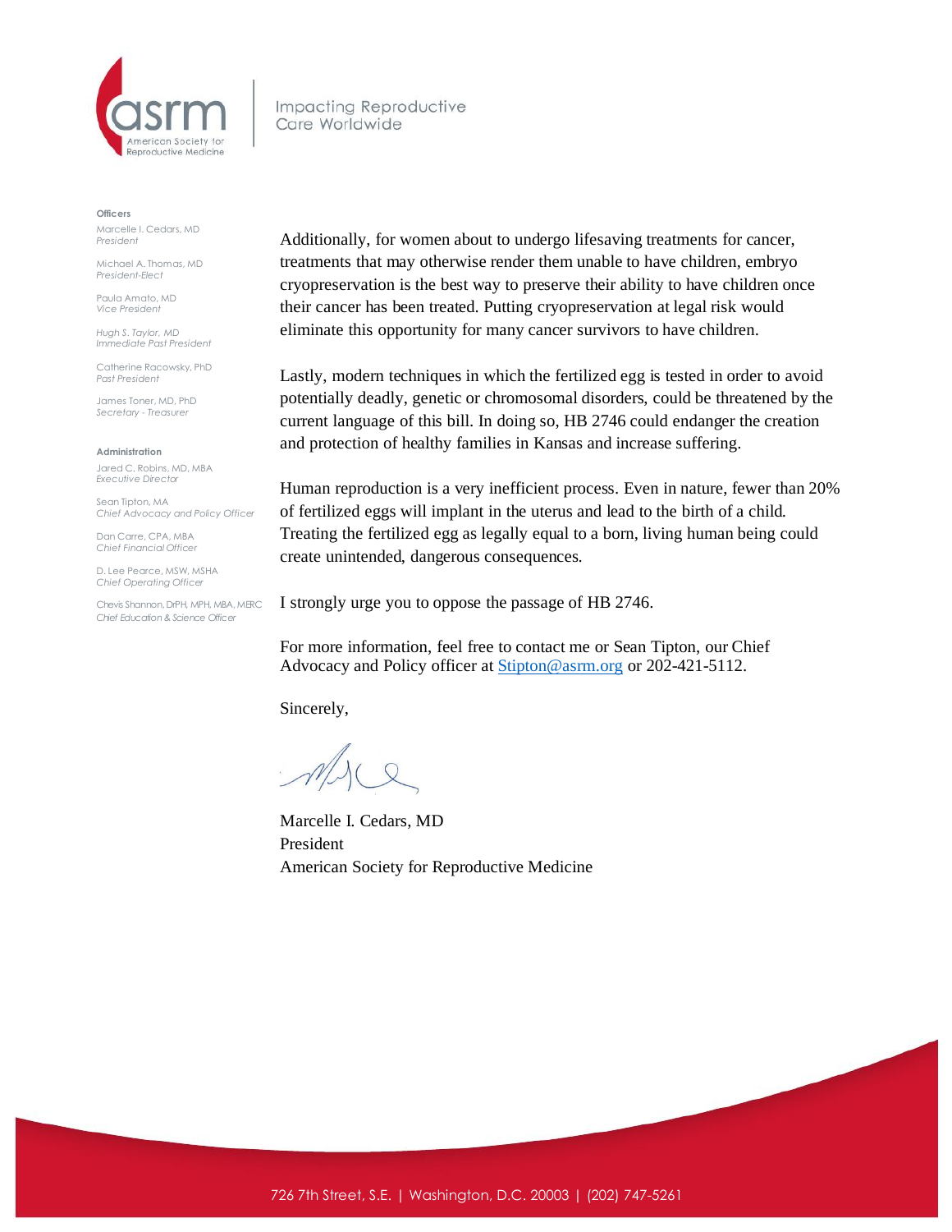asrm
American Society for Reproductive Medicine

Impacting Reproductive Care Worldwide

**Officers**

Marcelle I. Cedars, MD
*President*

Michael A. Thomas, MD
*President-Elect*

Paula Amato, MD
*Vice President*

*Hugh S. Taylor, MD*
*Immediate Past President*

Catherine Racowsky, PhD
*Past President*

James Toner, MD, PhD
*Secretary - Treasurer*

**Administration**

Jared C. Robins, MD, MBA
*Executive Director*

Sean Tipton, MA
*Chief Advocacy and Policy Officer*

Dan Carre, CPA, MBA
*Chief Financial Officer*

D. Lee Pearce, MSW, MSHA
*Chief Operating Officer*

Chevis Shannon, DrPH, MPH, MBA, MERC
*Chief Education & Science Officer*

Additionally, for women about to undergo lifesaving treatments for cancer, treatments that may otherwise render them unable to have children, embryo cryopreservation is the best way to preserve their ability to have children once their cancer has been treated. Putting cryopreservation at legal risk would eliminate this opportunity for many cancer survivors to have children.

Lastly, modern techniques in which the fertilized egg is tested in order to avoid potentially deadly, genetic or chromosomal disorders, could be threatened by the current language of this bill. In doing so, HB 2746 could endanger the creation and protection of healthy families in Kansas and increase suffering.

Human reproduction is a very inefficient process. Even in nature, fewer than 20% of fertilized eggs will implant in the uterus and lead to the birth of a child. Treating the fertilized egg as legally equal to a born, living human being could create unintended, dangerous consequences.

I strongly urge you to oppose the passage of HB 2746.

For more information, feel free to contact me or Sean Tipton, our Chief Advocacy and Policy officer at Stipton@asrm.org or 202-421-5112.

Sincerely,

Marcelle I. Cedars, MD
President
American Society for Reproductive Medicine

726 7th Street, S.E. | Washington, D.C. 20003 | (202) 747-5261